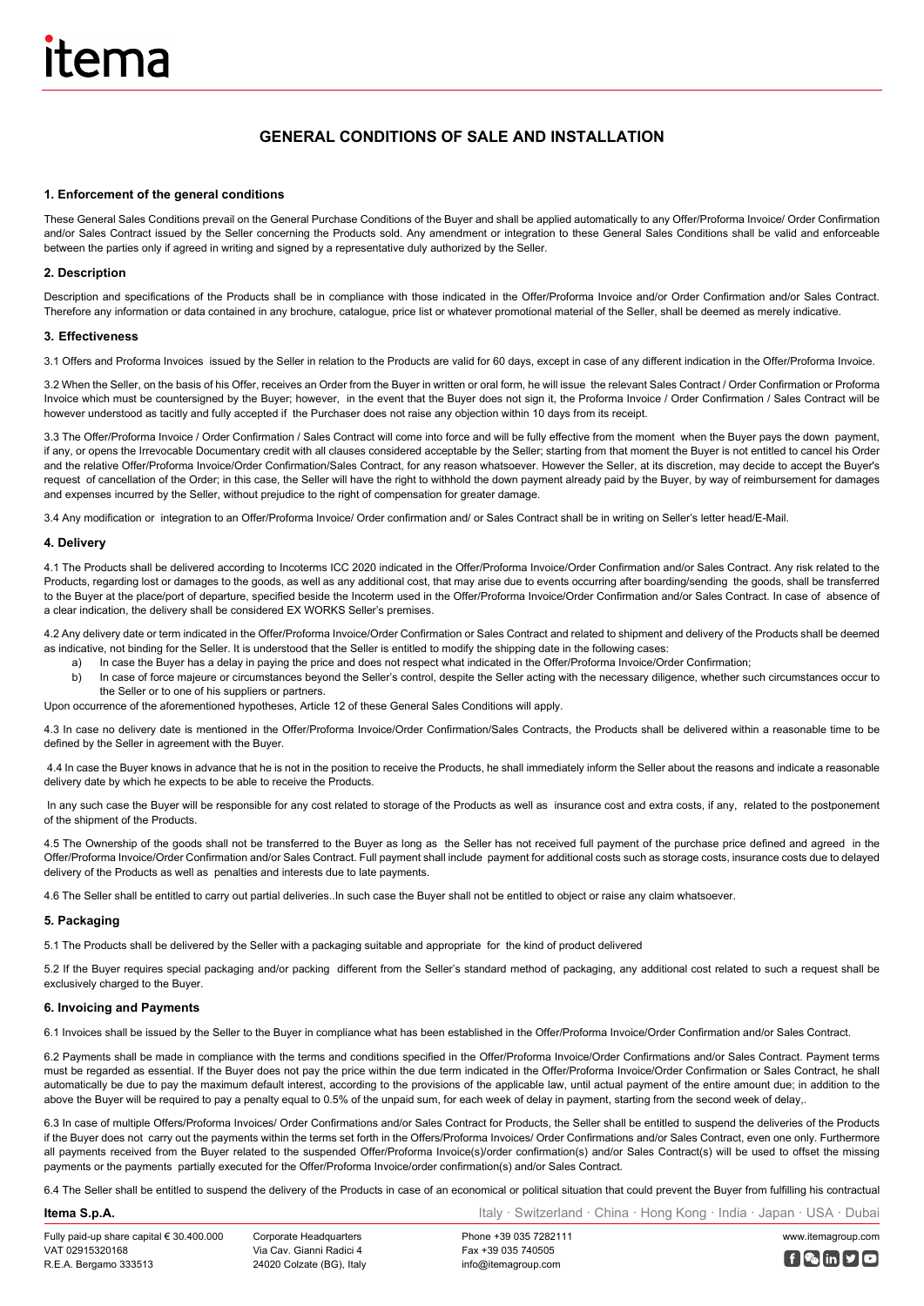# GENERAL CONDITIONS OF SALE AND INSTALLATION

## 1. Enforcement of the general conditions

These General Sales Conditions prevail on the General Purchase Conditions of the Buyer and shall be applied automatically to any Offer/Proforma Invoice/ Order Confirmation and/or Sales Contract issued by the Seller concerning the Products sold. Any amendment or integration to these General Sales Conditions shall be valid and enforceable between the parties only if agreed in writing and signed by a representative duly authorized by the Seller.

## 2. Description

Description and specifications of the Products shall be in compliance with those indicated in the Offer/Proforma Invoice and/or Order Confirmation and/or Sales Contract. Therefore any information or data contained in any brochure, catalogue, price list or whatever promotional material of the Seller, shall be deemed as merely indicative.

## 3. Effectiveness

3.1 Offers and Proforma Invoices issued by the Seller in relation to the Products are valid for 60 days, except in case of any different indication in the Offer/Proforma Invoice.

3.2 When the Seller, on the basis of his Offer, receives an Order from the Buyer in written or oral form, he will issue the relevant Sales Contract / Order Confirmation or Proforma Invoice which must be countersigned by the Buyer; however, in the event that the Buyer does not sign it, the Proforma Invoice / Order Confirmation / Sales Contract will be however understood as tacitly and fully accepted if the Purchaser does not raise any objection within 10 days from its receipt.

3.3 The Offer/Proforma Invoice / Order Confirmation / Sales Contract will come into force and will be fully effective from the moment when the Buyer pays the down payment, if any, or opens the Irrevocable Documentary credit with all clauses considered acceptable by the Seller; starting from that moment the Buyer is not entitled to cancel his Order and the relative Offer/Proforma Invoice/Order Confirmation/Sales Contract, for any reason whatsoever. However the Seller, at its discretion, may decide to accept the Buyer's request of cancellation of the Order; in this case, the Seller will have the right to withhold the down payment already paid by the Buyer, by way of reimbursement for damages and expenses incurred by the Seller, without prejudice to the right of compensation for greater damage.

3.4 Any modification or integration to an Offer/Proforma Invoice/ Order confirmation and/ or Sales Contract shall be in writing on Seller's letter head/E-Mail.

## 4. Delivery

4.1 The Products shall be delivered according to Incoterms ICC 2020 indicated in the Offer/Proforma Invoice/Order Confirmation and/or Sales Contract. Any risk related to the Products, regarding lost or damages to the goods, as well as any additional cost, that may arise due to events occurring after boarding/sending the goods, shall be transferred to the Buyer at the place/port of departure, specified beside the Incoterm used in the Offer/Proforma Invoice/Order Confirmation and/or Sales Contract. In case of absence of a clear indication, the delivery shall be considered EX WORKS Seller's premises.

4.2 Any delivery date or term indicated in the Offer/Proforma Invoice/Order Confirmation or Sales Contract and related to shipment and delivery of the Products shall be deemed as indicative, not binding for the Seller. It is understood that the Seller is entitled to modify the shipping date in the following cases:

a) In case the Buyer has a delay in paying the price and does not respect what indicated in the Offer/Proforma Invoice/Order Confirmation;
b) In case of force majeure or circumstances beyond the Seller's control, despite the Seller acting with the necessary diligence, whether such circumstances occur to the Seller or to one of his suppliers or partners.

Upon occurrence of the aforementioned hypotheses, Article 12 of these General Sales Conditions will apply.

4.3 In case no delivery date is mentioned in the Offer/Proforma Invoice/Order Confirmation/Sales Contracts, the Products shall be delivered within a reasonable time to be defined by the Seller in agreement with the Buyer.

4.4 In case the Buyer knows in advance that he is not in the position to receive the Products, he shall immediately inform the Seller about the reasons and indicate a reasonable delivery date by which he expects to be able to receive the Products.

In any such case the Buyer will be responsible for any cost related to storage of the Products as well as insurance cost and extra costs, if any, related to the postponement of the shipment of the Products.

4.5 The Ownership of the goods shall not be transferred to the Buyer as long as the Seller has not received full payment of the purchase price defined and agreed in the Offer/Proforma Invoice/Order Confirmation and/or Sales Contract. Full payment shall include payment for additional costs such as storage costs, insurance costs due to delayed delivery of the Products as well as penalties and interests due to late payments.

4.6 The Seller shall be entitled to carry out partial deliveries..In such case the Buyer shall not be entitled to object or raise any claim whatsoever.

## 5. Packaging

5.1 The Products shall be delivered by the Seller with a packaging suitable and appropriate for the kind of product delivered

5.2 If the Buyer requires special packaging and/or packing different from the Seller's standard method of packaging, any additional cost related to such a request shall be exclusively charged to the Buyer.

## 6. Invoicing and Payments

6.1 Invoices shall be issued by the Seller to the Buyer in compliance what has been established in the Offer/Proforma Invoice/Order Confirmation and/or Sales Contract.

6.2 Payments shall be made in compliance with the terms and conditions specified in the Offer/Proforma Invoice/Order Confirmations and/or Sales Contract. Payment terms must be regarded as essential. If the Buyer does not pay the price within the due term indicated in the Offer/Proforma Invoice/Order Confirmation or Sales Contract, he shall automatically be due to pay the maximum default interest, according to the provisions of the applicable law, until actual payment of the entire amount due; in addition to the above the Buyer will be required to pay a penalty equal to 0.5% of the unpaid sum, for each week of delay in payment, starting from the second week of delay,.

6.3 In case of multiple Offers/Proforma Invoices/ Order Confirmations and/or Sales Contract for Products, the Seller shall be entitled to suspend the deliveries of the Products if the Buyer does not carry out the payments within the terms set forth in the Offers/Proforma Invoices/ Order Confirmations and/or Sales Contract, even one only. Furthermore all payments received from the Buyer related to the suspended Offer/Proforma Invoice(s)/order confirmation(s) and/or Sales Contract(s) will be used to offset the missing payments or the payments partially executed for the Offer/Proforma Invoice/order confirmation(s) and/or Sales Contract.

6.4 The Seller shall be entitled to suspend the delivery of the Products in case of an economical or political situation that could prevent the Buyer from fulfilling his contractual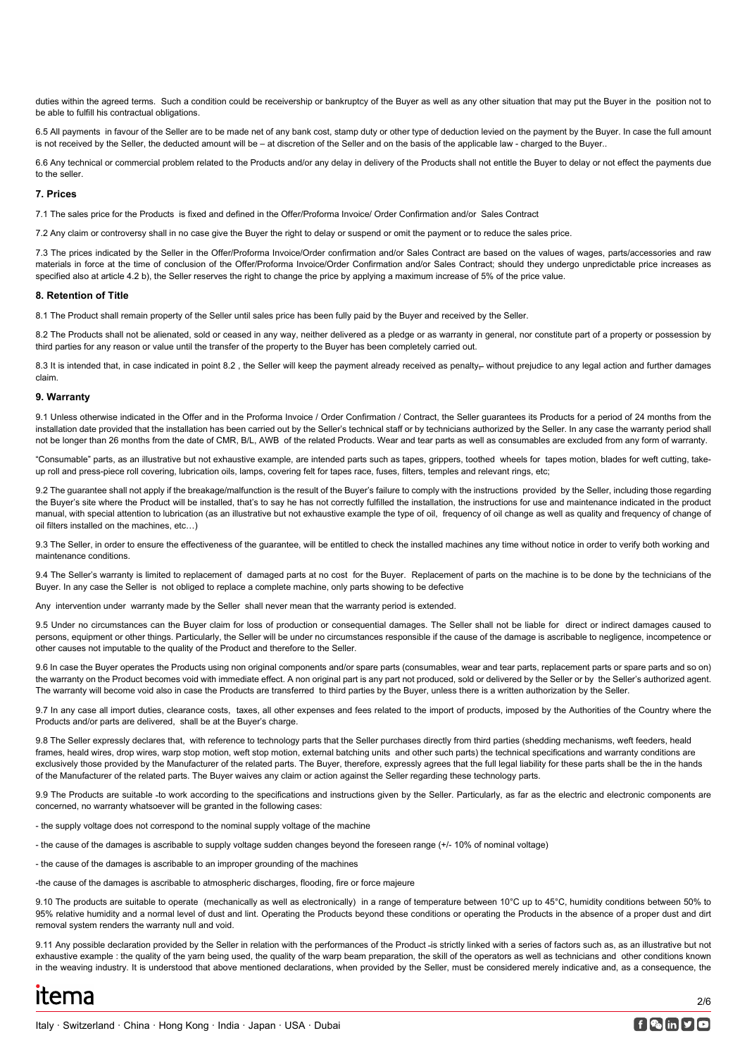duties within the agreed terms. Such a condition could be receivership or bankruptcy of the Buyer as well as any other situation that may put the Buyer in the position not to be able to fulfill his contractual obligations.

6.5 All payments in favour of the Seller are to be made net of any bank cost, stamp duty or other type of deduction levied on the payment by the Buyer. In case the full amount is not received by the Seller, the deducted amount will be – at discretion of the Seller and on the basis of the applicable law - charged to the Buyer..

6.6 Any technical or commercial problem related to the Products and/or any delay in delivery of the Products shall not entitle the Buyer to delay or not effect the payments due to the seller.

### 7. Prices

7.1 The sales price for the Products is fixed and defined in the Offer/Proforma Invoice/ Order Confirmation and/or Sales Contract

7.2 Any claim or controversy shall in no case give the Buyer the right to delay or suspend or omit the payment or to reduce the sales price.

7.3 The prices indicated by the Seller in the Offer/Proforma Invoice/Order confirmation and/or Sales Contract are based on the values of wages, parts/accessories and raw materials in force at the time of conclusion of the Offer/Proforma Invoice/Order Confirmation and/or Sales Contract; should they undergo unpredictable price increases as specified also at article 4.2 b), the Seller reserves the right to change the price by applying a maximum increase of 5% of the price value.

### 8. Retention of Title

8.1 The Product shall remain property of the Seller until sales price has been fully paid by the Buyer and received by the Seller.

8.2 The Products shall not be alienated, sold or ceased in any way, neither delivered as a pledge or as warranty in general, nor constitute part of a property or possession by third parties for any reason or value until the transfer of the property to the Buyer has been completely carried out.

8.3 It is intended that, in case indicated in point 8.2 , the Seller will keep the payment already received as penalty, without prejudice to any legal action and further damages claim.

### 9. Warranty

9.1 Unless otherwise indicated in the Offer and in the Proforma Invoice / Order Confirmation / Contract, the Seller guarantees its Products for a period of 24 months from the installation date provided that the installation has been carried out by the Seller's technical staff or by technicians authorized by the Seller. In any case the warranty period shall not be longer than 26 months from the date of CMR, B/L, AWB of the related Products. Wear and tear parts as well as consumables are excluded from any form of warranty.

"Consumable" parts, as an illustrative but not exhaustive example, are intended parts such as tapes, grippers, toothed wheels for tapes motion, blades for weft cutting, take-up roll and press-piece roll covering, lubrication oils, lamps, covering felt for tapes race, fuses, filters, temples and relevant rings, etc;

9.2 The guarantee shall not apply if the breakage/malfunction is the result of the Buyer's failure to comply with the instructions provided by the Seller, including those regarding the Buyer's site where the Product will be installed, that's to say he has not correctly fulfilled the installation, the instructions for use and maintenance indicated in the product manual, with special attention to lubrication (as an illustrative but not exhaustive example the type of oil, frequency of oil change as well as quality and frequency of change of oil filters installed on the machines, etc…)

9.3 The Seller, in order to ensure the effectiveness of the guarantee, will be entitled to check the installed machines any time without notice in order to verify both working and maintenance conditions.

9.4 The Seller's warranty is limited to replacement of damaged parts at no cost for the Buyer. Replacement of parts on the machine is to be done by the technicians of the Buyer. In any case the Seller is not obliged to replace a complete machine, only parts showing to be defective

Any intervention under warranty made by the Seller shall never mean that the warranty period is extended.

9.5 Under no circumstances can the Buyer claim for loss of production or consequential damages. The Seller shall not be liable for direct or indirect damages caused to persons, equipment or other things. Particularly, the Seller will be under no circumstances responsible if the cause of the damage is ascribable to negligence, incompetence or other causes not imputable to the quality of the Product and therefore to the Seller.

9.6 In case the Buyer operates the Products using non original components and/or spare parts (consumables, wear and tear parts, replacement parts or spare parts and so on) the warranty on the Product becomes void with immediate effect. A non original part is any part not produced, sold or delivered by the Seller or by the Seller's authorized agent. The warranty will become void also in case the Products are transferred to third parties by the Buyer, unless there is a written authorization by the Seller.

9.7 In any case all import duties, clearance costs, taxes, all other expenses and fees related to the import of products, imposed by the Authorities of the Country where the Products and/or parts are delivered, shall be at the Buyer's charge.

9.8 The Seller expressly declares that, with reference to technology parts that the Seller purchases directly from third parties (shedding mechanisms, weft feeders, heald frames, heald wires, drop wires, warp stop motion, weft stop motion, external batching units and other such parts) the technical specifications and warranty conditions are exclusively those provided by the Manufacturer of the related parts. The Buyer, therefore, expressly agrees that the full legal liability for these parts shall be the in the hands of the Manufacturer of the related parts. The Buyer waives any claim or action against the Seller regarding these technology parts.

9.9 The Products are suitable to work according to the specifications and instructions given by the Seller. Particularly, as far as the electric and electronic components are concerned, no warranty whatsoever will be granted in the following cases:

- the supply voltage does not correspond to the nominal supply voltage of the machine
- the cause of the damages is ascribable to supply voltage sudden changes beyond the foreseen range (+/- 10% of nominal voltage)
- the cause of the damages is ascribable to an improper grounding of the machines
- the cause of the damages is ascribable to atmospheric discharges, flooding, fire or force majeure

9.10 The products are suitable to operate (mechanically as well as electronically) in a range of temperature between 10°C up to 45°C, humidity conditions between 50% to 95% relative humidity and a normal level of dust and lint. Operating the Products beyond these conditions or operating the Products in the absence of a proper dust and dirt removal system renders the warranty null and void.

9.11 Any possible declaration provided by the Seller in relation with the performances of the Product is strictly linked with a series of factors such as, as an illustrative but not exhaustive example : the quality of the yarn being used, the quality of the warp beam preparation, the skill of the operators as well as technicians and other conditions known in the weaving industry. It is understood that above mentioned declarations, when provided by the Seller, must be considered merely indicative and, as a consequence, the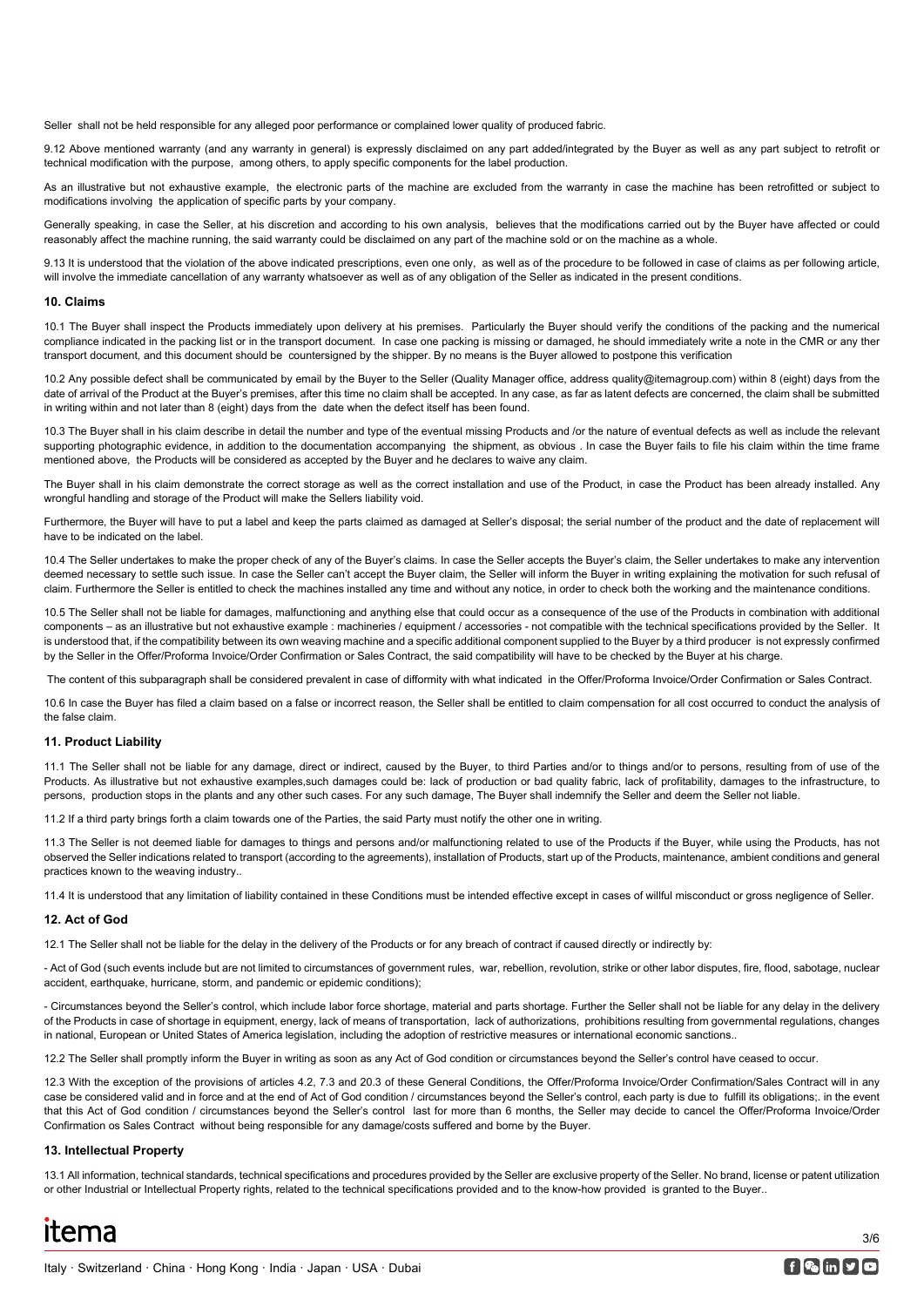Seller shall not be held responsible for any alleged poor performance or complained lower quality of produced fabric.

9.12 Above mentioned warranty (and any warranty in general) is expressly disclaimed on any part added/integrated by the Buyer as well as any part subject to retrofit or technical modification with the purpose, among others, to apply specific components for the label production.

As an illustrative but not exhaustive example, the electronic parts of the machine are excluded from the warranty in case the machine has been retrofitted or subject to modifications involving the application of specific parts by your company.

Generally speaking, in case the Seller, at his discretion and according to his own analysis, believes that the modifications carried out by the Buyer have affected or could reasonably affect the machine running, the said warranty could be disclaimed on any part of the machine sold or on the machine as a whole.

9.13 It is understood that the violation of the above indicated prescriptions, even one only, as well as of the procedure to be followed in case of claims as per following article, will involve the immediate cancellation of any warranty whatsoever as well as of any obligation of the Seller as indicated in the present conditions.

## 10. Claims

10.1 The Buyer shall inspect the Products immediately upon delivery at his premises. Particularly the Buyer should verify the conditions of the packing and the numerical compliance indicated in the packing list or in the transport document. In case one packing is missing or damaged, he should immediately write a note in the CMR or any ther transport document, and this document should be countersigned by the shipper. By no means is the Buyer allowed to postpone this verification

10.2 Any possible defect shall be communicated by email by the Buyer to the Seller (Quality Manager office, address quality@itemagroup.com) within 8 (eight) days from the date of arrival of the Product at the Buyer's premises, after this time no claim shall be accepted. In any case, as far as latent defects are concerned, the claim shall be submitted in writing within and not later than 8 (eight) days from the date when the defect itself has been found.

10.3 The Buyer shall in his claim describe in detail the number and type of the eventual missing Products and /or the nature of eventual defects as well as include the relevant supporting photographic evidence, in addition to the documentation accompanying the shipment, as obvious . In case the Buyer fails to file his claim within the time frame mentioned above, the Products will be considered as accepted by the Buyer and he declares to waive any claim.

The Buyer shall in his claim demonstrate the correct storage as well as the correct installation and use of the Product, in case the Product has been already installed. Any wrongful handling and storage of the Product will make the Sellers liability void.

Furthermore, the Buyer will have to put a label and keep the parts claimed as damaged at Seller's disposal; the serial number of the product and the date of replacement will have to be indicated on the label.

10.4 The Seller undertakes to make the proper check of any of the Buyer's claims. In case the Seller accepts the Buyer's claim, the Seller undertakes to make any intervention deemed necessary to settle such issue. In case the Seller can't accept the Buyer claim, the Seller will inform the Buyer in writing explaining the motivation for such refusal of claim. Furthermore the Seller is entitled to check the machines installed any time and without any notice, in order to check both the working and the maintenance conditions.

10.5 The Seller shall not be liable for damages, malfunctioning and anything else that could occur as a consequence of the use of the Products in combination with additional components – as an illustrative but not exhaustive example : machineries / equipment / accessories - not compatible with the technical specifications provided by the Seller. It is understood that, if the compatibility between its own weaving machine and a specific additional component supplied to the Buyer by a third producer is not expressly confirmed by the Seller in the Offer/Proforma Invoice/Order Confirmation or Sales Contract, the said compatibility will have to be checked by the Buyer at his charge.

The content of this subparagraph shall be considered prevalent in case of difformity with what indicated in the Offer/Proforma Invoice/Order Confirmation or Sales Contract.

10.6 In case the Buyer has filed a claim based on a false or incorrect reason, the Seller shall be entitled to claim compensation for all cost occurred to conduct the analysis of the false claim.

## 11. Product Liability

11.1 The Seller shall not be liable for any damage, direct or indirect, caused by the Buyer, to third Parties and/or to things and/or to persons, resulting from of use of the Products. As illustrative but not exhaustive examples,such damages could be: lack of production or bad quality fabric, lack of profitability, damages to the infrastructure, to persons, production stops in the plants and any other such cases. For any such damage, The Buyer shall indemnify the Seller and deem the Seller not liable.

11.2 If a third party brings forth a claim towards one of the Parties, the said Party must notify the other one in writing.

11.3 The Seller is not deemed liable for damages to things and persons and/or malfunctioning related to use of the Products if the Buyer, while using the Products, has not observed the Seller indications related to transport (according to the agreements), installation of Products, start up of the Products, maintenance, ambient conditions and general practices known to the weaving industry..

11.4 It is understood that any limitation of liability contained in these Conditions must be intended effective except in cases of willful misconduct or gross negligence of Seller.

## 12. Act of God

12.1 The Seller shall not be liable for the delay in the delivery of the Products or for any breach of contract if caused directly or indirectly by:

- Act of God (such events include but are not limited to circumstances of government rules, war, rebellion, revolution, strike or other labor disputes, fire, flood, sabotage, nuclear accident, earthquake, hurricane, storm, and pandemic or epidemic conditions);

- Circumstances beyond the Seller's control, which include labor force shortage, material and parts shortage. Further the Seller shall not be liable for any delay in the delivery of the Products in case of shortage in equipment, energy, lack of means of transportation, lack of authorizations, prohibitions resulting from governmental regulations, changes in national, European or United States of America legislation, including the adoption of restrictive measures or international economic sanctions..

12.2 The Seller shall promptly inform the Buyer in writing as soon as any Act of God condition or circumstances beyond the Seller's control have ceased to occur.

12.3 With the exception of the provisions of articles 4.2, 7.3 and 20.3 of these General Conditions, the Offer/Proforma Invoice/Order Confirmation/Sales Contract will in any case be considered valid and in force and at the end of Act of God condition / circumstances beyond the Seller's control, each party is due to fulfill its obligations;. in the event that this Act of God condition / circumstances beyond the Seller's control last for more than 6 months, the Seller may decide to cancel the Offer/Proforma Invoice/Order Confirmation os Sales Contract without being responsible for any damage/costs suffered and borne by the Buyer.

## 13. Intellectual Property

13.1 All information, technical standards, technical specifications and procedures provided by the Seller are exclusive property of the Seller. No brand, license or patent utilization or other Industrial or Intellectual Property rights, related to the technical specifications provided and to the know-how provided is granted to the Buyer..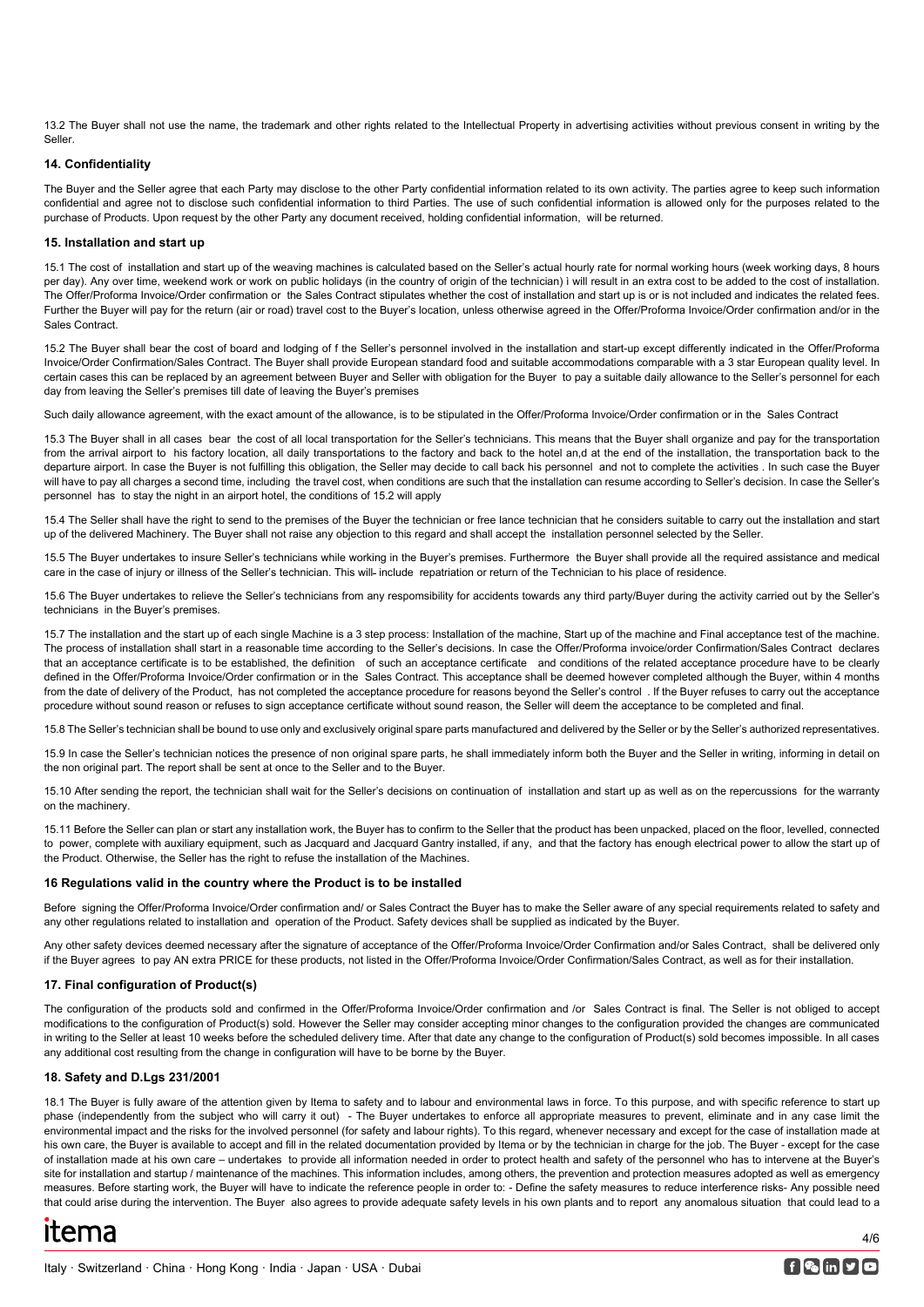13.2 The Buyer shall not use the name, the trademark and other rights related to the Intellectual Property in advertising activities without previous consent in writing by the Seller.

### 14. Confidentiality

The Buyer and the Seller agree that each Party may disclose to the other Party confidential information related to its own activity. The parties agree to keep such information confidential and agree not to disclose such confidential information to third Parties. The use of such confidential information is allowed only for the purposes related to the purchase of Products. Upon request by the other Party any document received, holding confidential information, will be returned.

### 15. Installation and start up

15.1 The cost of installation and start up of the weaving machines is calculated based on the Seller's actual hourly rate for normal working hours (week working days, 8 hours per day). Any over time, weekend work or work on public holidays (in the country of origin of the technician) ì will result in an extra cost to be added to the cost of installation. The Offer/Proforma Invoice/Order confirmation or the Sales Contract stipulates whether the cost of installation and start up is or is not included and indicates the related fees. Further the Buyer will pay for the return (air or road) travel cost to the Buyer's location, unless otherwise agreed in the Offer/Proforma Invoice/Order confirmation and/or in the Sales Contract.

15.2 The Buyer shall bear the cost of board and lodging of f the Seller's personnel involved in the installation and start-up except differently indicated in the Offer/Proforma Invoice/Order Confirmation/Sales Contract. The Buyer shall provide European standard food and suitable accommodations comparable with a 3 star European quality level. In certain cases this can be replaced by an agreement between Buyer and Seller with obligation for the Buyer to pay a suitable daily allowance to the Seller's personnel for each day from leaving the Seller's premises till date of leaving the Buyer's premises

Such daily allowance agreement, with the exact amount of the allowance, is to be stipulated in the Offer/Proforma Invoice/Order confirmation or in the Sales Contract

15.3 The Buyer shall in all cases bear the cost of all local transportation for the Seller's technicians. This means that the Buyer shall organize and pay for the transportation from the arrival airport to his factory location, all daily transportations to the factory and back to the hotel an,d at the end of the installation, the transportation back to the departure airport. In case the Buyer is not fulfilling this obligation, the Seller may decide to call back his personnel and not to complete the activities . In such case the Buyer will have to pay all charges a second time, including the travel cost, when conditions are such that the installation can resume according to Seller's decision. In case the Seller's personnel has to stay the night in an airport hotel, the conditions of 15.2 will apply

15.4 The Seller shall have the right to send to the premises of the Buyer the technician or free lance technician that he considers suitable to carry out the installation and start up of the delivered Machinery. The Buyer shall not raise any objection to this regard and shall accept the installation personnel selected by the Seller.

15.5 The Buyer undertakes to insure Seller's technicians while working in the Buyer's premises. Furthermore the Buyer shall provide all the required assistance and medical care in the case of injury or illness of the Seller's technician. This will- include repatriation or return of the Technician to his place of residence.

15.6 The Buyer undertakes to relieve the Seller's technicians from any respomsibility for accidents towards any third party/Buyer during the activity carried out by the Seller's technicians in the Buyer's premises.

15.7 The installation and the start up of each single Machine is a 3 step process: Installation of the machine, Start up of the machine and Final acceptance test of the machine. The process of installation shall start in a reasonable time according to the Seller's decisions. In case the Offer/Proforma invoice/order Confirmation/Sales Contract declares that an acceptance certificate is to be established, the definition of such an acceptance certificate and conditions of the related acceptance procedure have to be clearly defined in the Offer/Proforma Invoice/Order confirmation or in the Sales Contract. This acceptance shall be deemed however completed although the Buyer, within 4 months from the date of delivery of the Product, has not completed the acceptance procedure for reasons beyond the Seller's control . If the Buyer refuses to carry out the acceptance procedure without sound reason or refuses to sign acceptance certificate without sound reason, the Seller will deem the acceptance to be completed and final.

15.8 The Seller's technician shall be bound to use only and exclusively original spare parts manufactured and delivered by the Seller or by the Seller's authorized representatives.

15.9 In case the Seller's technician notices the presence of non original spare parts, he shall immediately inform both the Buyer and the Seller in writing, informing in detail on the non original part. The report shall be sent at once to the Seller and to the Buyer.

15.10 After sending the report, the technician shall wait for the Seller's decisions on continuation of installation and start up as well as on the repercussions for the warranty on the machinery.

15.11 Before the Seller can plan or start any installation work, the Buyer has to confirm to the Seller that the product has been unpacked, placed on the floor, levelled, connected to power, complete with auxiliary equipment, such as Jacquard and Jacquard Gantry installed, if any, and that the factory has enough electrical power to allow the start up of the Product. Otherwise, the Seller has the right to refuse the installation of the Machines.

### 16 Regulations valid in the country where the Product is to be installed

Before signing the Offer/Proforma Invoice/Order confirmation and/ or Sales Contract the Buyer has to make the Seller aware of any special requirements related to safety and any other regulations related to installation and operation of the Product. Safety devices shall be supplied as indicated by the Buyer.

Any other safety devices deemed necessary after the signature of acceptance of the Offer/Proforma Invoice/Order Confirmation and/or Sales Contract, shall be delivered only if the Buyer agrees to pay AN extra PRICE for these products, not listed in the Offer/Proforma Invoice/Order Confirmation/Sales Contract, as well as for their installation.

### 17. Final configuration of Product(s)

The configuration of the products sold and confirmed in the Offer/Proforma Invoice/Order confirmation and /or Sales Contract is final. The Seller is not obliged to accept modifications to the configuration of Product(s) sold. However the Seller may consider accepting minor changes to the configuration provided the changes are communicated in writing to the Seller at least 10 weeks before the scheduled delivery time. After that date any change to the configuration of Product(s) sold becomes impossible. In all cases any additional cost resulting from the change in configuration will have to be borne by the Buyer.

### 18. Safety and D.Lgs 231/2001

18.1 The Buyer is fully aware of the attention given by Itema to safety and to labour and environmental laws in force. To this purpose, and with specific reference to start up phase (independently from the subject who will carry it out) - The Buyer undertakes to enforce all appropriate measures to prevent, eliminate and in any case limit the environmental impact and the risks for the involved personnel (for safety and labour rights). To this regard, whenever necessary and except for the case of installation made at his own care, the Buyer is available to accept and fill in the related documentation provided by Itema or by the technician in charge for the job. The Buyer - except for the case of installation made at his own care – undertakes to provide all information needed in order to protect health and safety of the personnel who has to intervene at the Buyer's site for installation and startup / maintenance of the machines. This information includes, among others, the prevention and protection measures adopted as well as emergency measures. Before starting work, the Buyer will have to indicate the reference people in order to: - Define the safety measures to reduce interference risks- Any possible need that could arise during the intervention. The Buyer also agrees to provide adequate safety levels in his own plants and to report any anomalous situation that could lead to a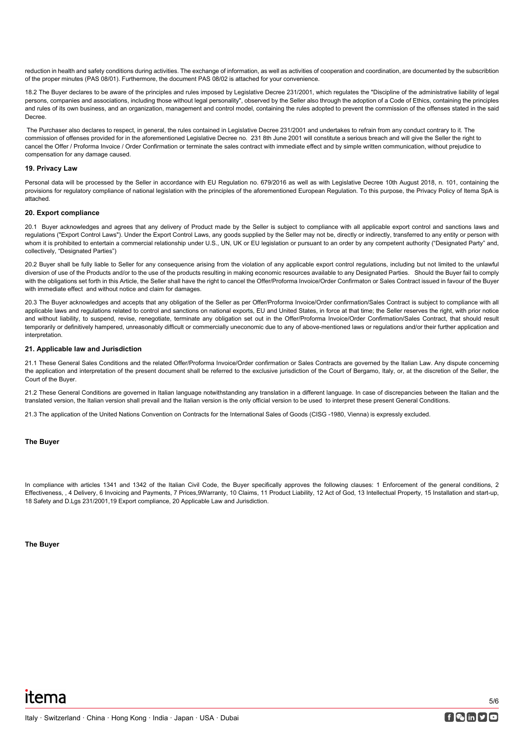reduction in health and safety conditions during activities. The exchange of information, as well as activities of cooperation and coordination, are documented by the subscribtion of the proper minutes (PAS 08/01). Furthermore, the document PAS 08/02 is attached for your convenience.

18.2 The Buyer declares to be aware of the principles and rules imposed by Legislative Decree 231/2001, which regulates the "Discipline of the administrative liability of legal persons, companies and associations, including those without legal personality", observed by the Seller also through the adoption of a Code of Ethics, containing the principles and rules of its own business, and an organization, management and control model, containing the rules adopted to prevent the commission of the offenses stated in the said Decree.

The Purchaser also declares to respect, in general, the rules contained in Legislative Decree 231/2001 and undertakes to refrain from any conduct contrary to it. The commission of offenses provided for in the aforementioned Legislative Decree no. 231 8th June 2001 will constitute a serious breach and will give the Seller the right to cancel the Offer / Proforma Invoice / Order Confirmation or terminate the sales contract with immediate effect and by simple written communication, without prejudice to compensation for any damage caused.

### 19. Privacy Law

Personal data will be processed by the Seller in accordance with EU Regulation no. 679/2016 as well as with Legislative Decree 10th August 2018, n. 101, containing the provisions for regulatory compliance of national legislation with the principles of the aforementioned European Regulation. To this purpose, the Privacy Policy of Itema SpA is attached.

### 20. Export compliance

20.1 Buyer acknowledges and agrees that any delivery of Product made by the Seller is subject to compliance with all applicable export control and sanctions laws and regulations ("Export Control Laws"). Under the Export Control Laws, any goods supplied by the Seller may not be, directly or indirectly, transferred to any entity or person with whom it is prohibited to entertain a commercial relationship under U.S., UN, UK or EU legislation or pursuant to an order by any competent authority ("Designated Party" and, collectively, "Designated Parties")

20.2 Buyer shall be fully liable to Seller for any consequence arising from the violation of any applicable export control regulations, including but not limited to the unlawful diversion of use of the Products and/or to the use of the products resulting in making economic resources available to any Designated Parties. Should the Buyer fail to comply with the obligations set forth in this Article, the Seller shall have the right to cancel the Offer/Proforma Invoice/Order Confirmaton or Sales Contract issued in favour of the Buyer with immediate effect and without notice and claim for damages.

20.3 The Buyer acknowledges and accepts that any obligation of the Seller as per Offer/Proforma Invoice/Order confirmation/Sales Contract is subject to compliance with all applicable laws and regulations related to control and sanctions on national exports, EU and United States, in force at that time; the Seller reserves the right, with prior notice and without liability, to suspend, revise, renegotiate, terminate any obligation set out in the Offer/Proforma Invoice/Order Confirmation/Sales Contract, that should result temporarily or definitively hampered, unreasonably difficult or commercially uneconomic due to any of above-mentioned laws or regulations and/or their further application and interpretation.

### 21. Applicable law and Jurisdiction

21.1 These General Sales Conditions and the related Offer/Proforma Invoice/Order confirmation or Sales Contracts are governed by the Italian Law. Any dispute concerning the application and interpretation of the present document shall be referred to the exclusive jurisdiction of the Court of Bergamo, Italy, or, at the discretion of the Seller, the Court of the Buyer.

21.2 These General Conditions are governed in Italian language notwithstanding any translation in a different language. In case of discrepancies between the Italian and the translated version, the Italian version shall prevail and the Italian version is the only official version to be used to interpret these present General Conditions.

21.3 The application of the United Nations Convention on Contracts for the International Sales of Goods (CISG -1980, Vienna) is expressly excluded.

**The Buyer**

In compliance with articles 1341 and 1342 of the Italian Civil Code, the Buyer specifically approves the following clauses: 1 Enforcement of the general conditions, 2 Effectiveness, , 4 Delivery, 6 Invoicing and Payments, 7 Prices,9Warranty, 10 Claims, 11 Product Liability, 12 Act of God, 13 Intellectual Property, 15 Installation and start-up, 18 Safety and D.Lgs 231/2001,19 Export compliance, 20 Applicable Law and Jurisdiction.

**The Buyer**